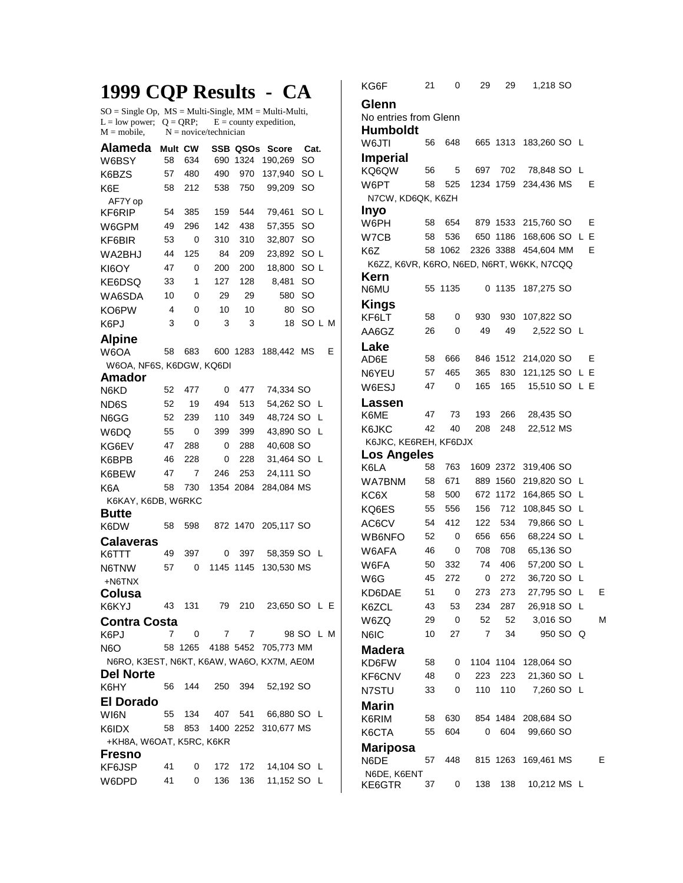# 1999 CQP Results - CA

SO = Single Op, MS = Multi-Single, MM = Multi-Multi,
L = low power; Q = QRP; E = county expedition,
M = mobile, N = novice/technician

| Call | Mult | CW | SSB | QSOs | Score | Cat. | | |
|---|---|---|---|---|---|---|---|---|
| **Alameda** | | | | | | | | |
| W6BSY | 58 | 634 | 690 | 1324 | 190,269 | SO | | |
| K6BZS | 57 | 480 | 490 | 970 | 137,940 | SO | L | |
| K6E | 58 | 212 | 538 | 750 | 99,209 | SO | | |
| AF7Y op | | | | | | | | |
| KF6RIP | 54 | 385 | 159 | 544 | 79,461 | SO | L | |
| W6GPM | 49 | 296 | 142 | 438 | 57,355 | SO | | |
| KF6BIR | 53 | 0 | 310 | 310 | 32,807 | SO | | |
| WA2BHJ | 44 | 125 | 84 | 209 | 23,892 | SO | L | |
| KI6OY | 47 | 0 | 200 | 200 | 18,800 | SO | L | |
| KE6DSQ | 33 | 1 | 127 | 128 | 8,481 | SO | | |
| WA6SDA | 10 | 0 | 29 | 29 | 580 | SO | | |
| KO6PW | 4 | 0 | 10 | 10 | 80 | SO | | |
| K6PJ | 3 | 0 | 3 | 3 | 18 | SO | L | M |
| **Alpine** | | | | | | | | |
| W6OA | 58 | 683 | 600 | 1283 | 188,442 | MS | | E |
| W6OA, NF6S, K6DGW, KQ6DI | | | | | | | | |
| **Amador** | | | | | | | | |
| N6KD | 52 | 477 | 0 | 477 | 74,334 | SO | | |
| ND6S | 52 | 19 | 494 | 513 | 54,262 | SO | L | |
| N6GG | 52 | 239 | 110 | 349 | 48,724 | SO | L | |
| W6DQ | 55 | 0 | 399 | 399 | 43,890 | SO | L | |
| KG6EV | 47 | 288 | 0 | 288 | 40,608 | SO | | |
| K6BPB | 46 | 228 | 0 | 228 | 31,464 | SO | L | |
| K6BEW | 47 | 7 | 246 | 253 | 24,111 | SO | | |
| K6A | 58 | 730 | 1354 | 2084 | 284,084 | MS | | |
| K6KAY, K6DB, W6RKC | | | | | | | | |
| **Butte** | | | | | | | | |
| K6DW | 58 | 598 | 872 | 1470 | 205,117 | SO | | |
| **Calaveras** | | | | | | | | |
| K6TTT | 49 | 397 | 0 | 397 | 58,359 | SO | L | |
| N6TNW | 57 | 0 | 1145 | 1145 | 130,530 | MS | | |
| +N6TNX | | | | | | | | |
| **Colusa** | | | | | | | | |
| K6KYJ | 43 | 131 | 79 | 210 | 23,650 | SO | L | E |
| **Contra Costa** | | | | | | | | |
| K6PJ | 7 | 0 | 7 | 7 | 98 | SO | L | M |
| N6O | 58 | 1265 | 4188 | 5452 | 705,773 | MM | | |
| N6RO, K3EST, N6KT, K6AW, WA6O, KX7M, AE0M | | | | | | | | |
| **Del Norte** | | | | | | | | |
| K6HY | 56 | 144 | 250 | 394 | 52,192 | SO | | |
| **El Dorado** | | | | | | | | |
| WI6N | 55 | 134 | 407 | 541 | 66,880 | SO | L | |
| K6IDX | 58 | 853 | 1400 | 2252 | 310,677 | MS | | |
| +KH8A, W6OAT, K5RC, K6KR | | | | | | | | |
| **Fresno** | | | | | | | | |
| KF6JSP | 41 | 0 | 172 | 172 | 14,104 | SO | L | |
| W6DPD | 41 | 0 | 136 | 136 | 11,152 | SO | L | |
| KG6F | 21 | 0 | 29 | 29 | 1,218 | SO | | |
| **Glenn** | | | | | | | | |
| No entries from Glenn | | | | | | | | |
| **Humboldt** | | | | | | | | |
| W6JTI | 56 | 648 | 665 | 1313 | 183,260 | SO | L | |
| **Imperial** | | | | | | | | |
| KQ6QW | 56 | 5 | 697 | 702 | 78,848 | SO | L | |
| W6PT | 58 | 525 | 1234 | 1759 | 234,436 | MS | | E |
| N7CW, KD6QK, K6ZH | | | | | | | | |
| **Inyo** | | | | | | | | |
| W6PH | 58 | 654 | 879 | 1533 | 215,760 | SO | | E |
| W7CB | 58 | 536 | 650 | 1186 | 168,606 | SO | L | E |
| K6Z | 58 | 1062 | 2326 | 3388 | 454,604 | MM | | E |
| K6ZZ, K6VR, K6RO, N6ED, N6RT, W6KK, N7CQQ | | | | | | | | |
| **Kern** | | | | | | | | |
| N6MU | 55 | 1135 | 0 | 1135 | 187,275 | SO | | |
| **Kings** | | | | | | | | |
| KF6LT | 58 | 0 | 930 | 930 | 107,822 | SO | | |
| AA6GZ | 26 | 0 | 49 | 49 | 2,522 | SO | L | |
| **Lake** | | | | | | | | |
| AD6E | 58 | 666 | 846 | 1512 | 214,020 | SO | | E |
| N6YEU | 57 | 465 | 365 | 830 | 121,125 | SO | L | E |
| W6ESJ | 47 | 0 | 165 | 165 | 15,510 | SO | L | E |
| **Lassen** | | | | | | | | |
| K6ME | 47 | 73 | 193 | 266 | 28,435 | SO | | |
| K6JKC | 42 | 40 | 208 | 248 | 22,512 | MS | | |
| K6JKC, KE6REH, KF6DJX | | | | | | | | |
| **Los Angeles** | | | | | | | | |
| K6LA | 58 | 763 | 1609 | 2372 | 319,406 | SO | | |
| WA7BNM | 58 | 671 | 889 | 1560 | 219,820 | SO | L | |
| KC6X | 58 | 500 | 672 | 1172 | 164,865 | SO | L | |
| KQ6ES | 55 | 556 | 156 | 712 | 108,845 | SO | L | |
| AC6CV | 54 | 412 | 122 | 534 | 79,866 | SO | L | |
| WB6NFO | 52 | 0 | 656 | 656 | 68,224 | SO | L | |
| W6AFA | 46 | 0 | 708 | 708 | 65,136 | SO | | |
| W6FA | 50 | 332 | 74 | 406 | 57,200 | SO | L | |
| W6G | 45 | 272 | 0 | 272 | 36,720 | SO | L | |
| KD6DAE | 51 | 0 | 273 | 273 | 27,795 | SO | L | E |
| K6ZCL | 43 | 53 | 234 | 287 | 26,918 | SO | L | |
| W6ZQ | 29 | 0 | 52 | 52 | 3,016 | SO | | M |
| N6IC | 10 | 27 | 7 | 34 | 950 | SO | Q | |
| **Madera** | | | | | | | | |
| KD6FW | 58 | 0 | 1104 | 1104 | 128,064 | SO | | |
| KF6CNV | 48 | 0 | 223 | 223 | 21,360 | SO | L | |
| N7STU | 33 | 0 | 110 | 110 | 7,260 | SO | L | |
| **Marin** | | | | | | | | |
| K6RIM | 58 | 630 | 854 | 1484 | 208,684 | SO | | |
| K6CTA | 55 | 604 | 0 | 604 | 99,660 | SO | | |
| **Mariposa** | | | | | | | | |
| N6DE | 57 | 448 | 815 | 1263 | 169,461 | MS | | E |
| N6DE, K6ENT | | | | | | | | |
| KE6GTR | 37 | 0 | 138 | 138 | 10,212 | MS | L | |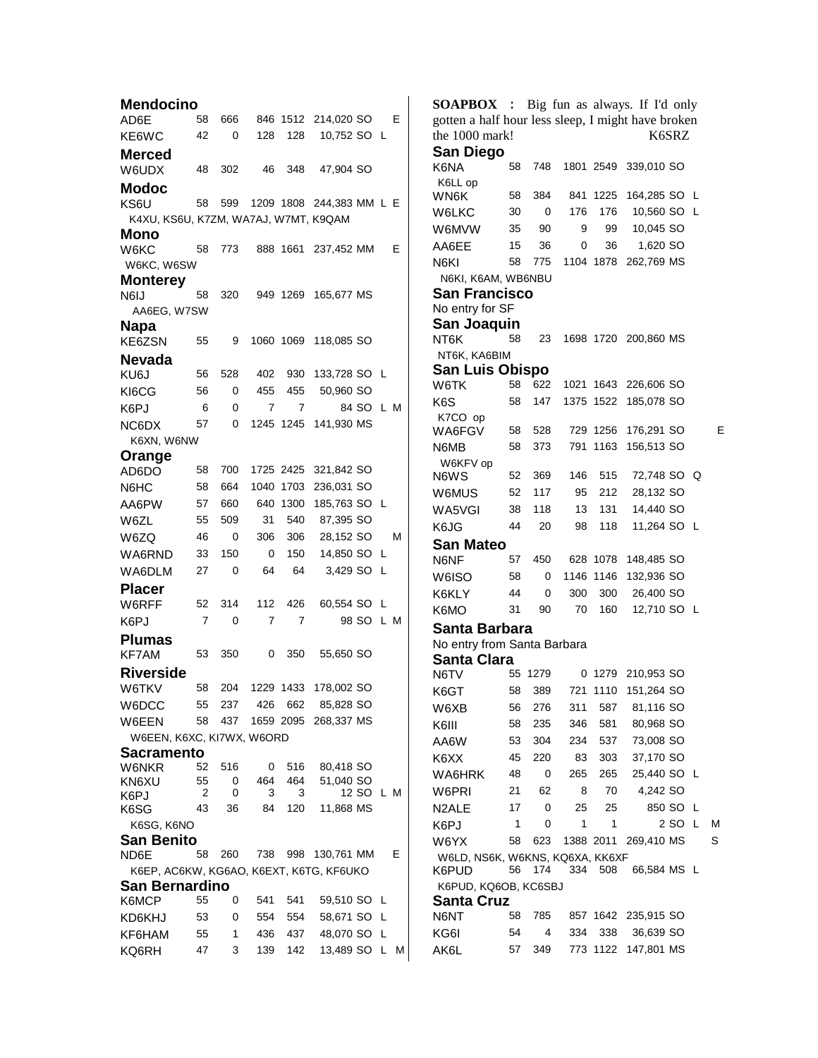## Mendocino

| Call | Mult | CW | Ph | QSOs | Score | Class | | |
|---|---|---|---|---|---|---|---|---|
| AD6E | 58 | 666 | 846 | 1512 | 214,020 | SO | | E |
| KE6WC | 42 | 0 | 128 | 128 | 10,752 | SO | L | |

## Merced

| Call | Mult | CW | Ph | QSOs | Score | Class | | |
|---|---|---|---|---|---|---|---|---|
| W6UDX | 48 | 302 | 46 | 348 | 47,904 | SO | | |

## Modoc

| Call | Mult | CW | Ph | QSOs | Score | Class | | |
|---|---|---|---|---|---|---|---|---|
| KS6U | 58 | 599 | 1209 | 1808 | 244,383 | MM | L | E |

K4XU, KS6U, K7ZM, WA7AJ, W7MT, K9QAM

## Mono

| Call | Mult | CW | Ph | QSOs | Score | Class | | |
|---|---|---|---|---|---|---|---|---|
| W6KC | 58 | 773 | 888 | 1661 | 237,452 | MM | | E |

W6KC, W6SW

## Monterey

| Call | Mult | CW | Ph | QSOs | Score | Class | | |
|---|---|---|---|---|---|---|---|---|
| N6IJ | 58 | 320 | 949 | 1269 | 165,677 | MS | | |

AA6EG, W7SW

## Napa

| Call | Mult | CW | Ph | QSOs | Score | Class | | |
|---|---|---|---|---|---|---|---|---|
| KE6ZSN | 55 | 9 | 1060 | 1069 | 118,085 | SO | | |

## Nevada

| Call | Mult | CW | Ph | QSOs | Score | Class | | |
|---|---|---|---|---|---|---|---|---|
| KU6J | 56 | 528 | 402 | 930 | 133,728 | SO | L | |
| KI6CG | 56 | 0 | 455 | 455 | 50,960 | SO | | |
| K6PJ | 6 | 0 | 7 | 7 | 84 | SO | L | M |
| NC6DX | 57 | 0 | 1245 | 1245 | 141,930 | MS | | |

K6XN, W6NW

## Orange

| Call | Mult | CW | Ph | QSOs | Score | Class | | |
|---|---|---|---|---|---|---|---|---|
| AD6DO | 58 | 700 | 1725 | 2425 | 321,842 | SO | | |
| N6HC | 58 | 664 | 1040 | 1703 | 236,031 | SO | | |
| AA6PW | 57 | 660 | 640 | 1300 | 185,763 | SO | L | |
| W6ZL | 55 | 509 | 31 | 540 | 87,395 | SO | | |
| W6ZQ | 46 | 0 | 306 | 306 | 28,152 | SO | | M |
| WA6RND | 33 | 150 | 0 | 150 | 14,850 | SO | L | |
| WA6DLM | 27 | 0 | 64 | 64 | 3,429 | SO | L | |

## Placer

| Call | Mult | CW | Ph | QSOs | Score | Class | | |
|---|---|---|---|---|---|---|---|---|
| W6RFF | 52 | 314 | 112 | 426 | 60,554 | SO | L | |
| K6PJ | 7 | 0 | 7 | 7 | 98 | SO | L | M |

## Plumas

| Call | Mult | CW | Ph | QSOs | Score | Class | | |
|---|---|---|---|---|---|---|---|---|
| KF7AM | 53 | 350 | 0 | 350 | 55,650 | SO | | |

## Riverside

| Call | Mult | CW | Ph | QSOs | Score | Class | | |
|---|---|---|---|---|---|---|---|---|
| W6TKV | 58 | 204 | 1229 | 1433 | 178,002 | SO | | |
| W6DCC | 55 | 237 | 426 | 662 | 85,828 | SO | | |
| W6EEN | 58 | 437 | 1659 | 2095 | 268,337 | MS | | |

W6EEN, K6XC, KI7WX, W6ORD

## Sacramento

| Call | Mult | CW | Ph | QSOs | Score | Class | | |
|---|---|---|---|---|---|---|---|---|
| W6NKR | 52 | 516 | 0 | 516 | 80,418 | SO | | |
| KN6XU | 55 | 0 | 464 | 464 | 51,040 | SO | | |
| K6PJ | 2 | 0 | 3 | 3 | 12 | SO | L | M |
| K6SG | 43 | 36 | 84 | 120 | 11,868 | MS | | |

K6SG, K6NO

## San Benito

| Call | Mult | CW | Ph | QSOs | Score | Class | | |
|---|---|---|---|---|---|---|---|---|
| ND6E | 58 | 260 | 738 | 998 | 130,761 | MM | | E |

K6EP, AC6KW, KG6AO, K6EXT, K6TG, KF6UKO

## San Bernardino

| Call | Mult | CW | Ph | QSOs | Score | Class | | |
|---|---|---|---|---|---|---|---|---|
| K6MCP | 55 | 0 | 541 | 541 | 59,510 | SO | L | |
| KD6KHJ | 53 | 0 | 554 | 554 | 58,671 | SO | L | |
| KF6HAM | 55 | 1 | 436 | 437 | 48,070 | SO | L | |
| KQ6RH | 47 | 3 | 139 | 142 | 13,489 | SO | L | M |

**SOAPBOX :** Big fun as always. If I'd only gotten a half hour less sleep, I might have broken the 1000 mark! K6SRZ

## San Diego

| Call | Mult | CW | Ph | QSOs | Score | Class | | |
|---|---|---|---|---|---|---|---|---|
| K6NA | 58 | 748 | 1801 | 2549 | 339,010 | SO | | |

K6LL op

| Call | Mult | CW | Ph | QSOs | Score | Class | | |
|---|---|---|---|---|---|---|---|---|
| WN6K | 58 | 384 | 841 | 1225 | 164,285 | SO | L | |
| W6LKC | 30 | 0 | 176 | 176 | 10,560 | SO | L | |
| W6MVW | 35 | 90 | 9 | 99 | 10,045 | SO | | |
| AA6EE | 15 | 36 | 0 | 36 | 1,620 | SO | | |
| N6KI | 58 | 775 | 1104 | 1878 | 262,769 | MS | | |

N6KI, K6AM, WB6NBU

## San Francisco

No entry for SF

## San Joaquin

| Call | Mult | CW | Ph | QSOs | Score | Class | | |
|---|---|---|---|---|---|---|---|---|
| NT6K | 58 | 23 | 1698 | 1720 | 200,860 | MS | | |

NT6K, KA6BIM

## San Luis Obispo

| Call | Mult | CW | Ph | QSOs | Score | Class | | |
|---|---|---|---|---|---|---|---|---|
| W6TK | 58 | 622 | 1021 | 1643 | 226,606 | SO | | |
| K6S | 58 | 147 | 1375 | 1522 | 185,078 | SO | | |

K7CO op

| Call | Mult | CW | Ph | QSOs | Score | Class | | |
|---|---|---|---|---|---|---|---|---|
| WA6FGV | 58 | 528 | 729 | 1256 | 176,291 | SO | | E |
| N6MB | 58 | 373 | 791 | 1163 | 156,513 | SO | | |

W6KFV op

| Call | Mult | CW | Ph | QSOs | Score | Class | | |
|---|---|---|---|---|---|---|---|---|
| N6WS | 52 | 369 | 146 | 515 | 72,748 | SO | Q | |
| W6MUS | 52 | 117 | 95 | 212 | 28,132 | SO | | |
| WA5VGI | 38 | 118 | 13 | 131 | 14,440 | SO | | |
| K6JG | 44 | 20 | 98 | 118 | 11,264 | SO | L | |

## San Mateo

| Call | Mult | CW | Ph | QSOs | Score | Class | | |
|---|---|---|---|---|---|---|---|---|
| N6NF | 57 | 450 | 628 | 1078 | 148,485 | SO | | |
| W6ISO | 58 | 0 | 1146 | 1146 | 132,936 | SO | | |
| K6KLY | 44 | 0 | 300 | 300 | 26,400 | SO | | |
| K6MO | 31 | 90 | 70 | 160 | 12,710 | SO | L | |

## Santa Barbara

No entry from Santa Barbara

## Santa Clara

| Call | Mult | CW | Ph | QSOs | Score | Class | | |
|---|---|---|---|---|---|---|---|---|
| N6TV | 55 | 1279 | 0 | 1279 | 210,953 | SO | | |
| K6GT | 58 | 389 | 721 | 1110 | 151,264 | SO | | |
| W6XB | 56 | 276 | 311 | 587 | 81,116 | SO | | |
| K6III | 58 | 235 | 346 | 581 | 80,968 | SO | | |
| AA6W | 53 | 304 | 234 | 537 | 73,008 | SO | | |
| K6XX | 45 | 220 | 83 | 303 | 37,170 | SO | | |
| WA6HRK | 48 | 0 | 265 | 265 | 25,440 | SO | L | |
| W6PRI | 21 | 62 | 8 | 70 | 4,242 | SO | | |
| N2ALE | 17 | 0 | 25 | 25 | 850 | SO | L | |
| K6PJ | 1 | 0 | 1 | 1 | 2 | SO | L | M |
| W6YX | 58 | 623 | 1388 | 2011 | 269,410 | MS | | S |

W6LD, NS6K, W6KNS, KQ6XA, KK6XF

| Call | Mult | CW | Ph | QSOs | Score | Class | | |
|---|---|---|---|---|---|---|---|---|
| K6PUD | 56 | 174 | 334 | 508 | 66,584 | MS | L | |

K6PUD, KQ6OB, KC6SBJ

## Santa Cruz

| Call | Mult | CW | Ph | QSOs | Score | Class | | |
|---|---|---|---|---|---|---|---|---|
| N6NT | 58 | 785 | 857 | 1642 | 235,915 | SO | | |
| KG6I | 54 | 4 | 334 | 338 | 36,639 | SO | | |
| AK6L | 57 | 349 | 773 | 1122 | 147,801 | MS | | |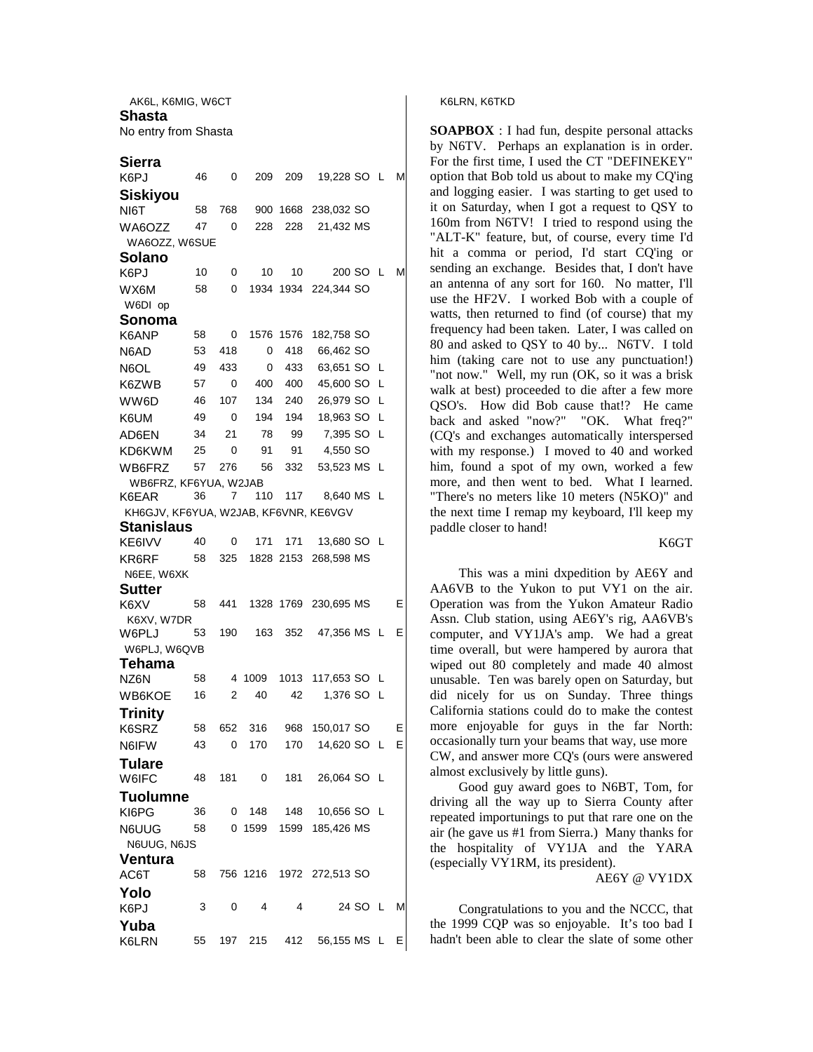AK6L, K6MIG, W6CT

**Shasta**

No entry from Shasta

**Sierra**

| Call | | | | | Score | | | |
|---|---|---|---|---|---|---|---|---|
| K6PJ | 46 | 0 | 209 | 209 | 19,228 | SO | L | M |

**Siskiyou**

| Call | | | | | Score | | | |
|---|---|---|---|---|---|---|---|---|
| NI6T | 58 | 768 | 900 | 1668 | 238,032 | SO | | |
| WA6OZZ | 47 | 0 | 228 | 228 | 21,432 | MS | | |

WA6OZZ, W6SUE

**Solano**

| Call | | | | | Score | | | |
|---|---|---|---|---|---|---|---|---|
| K6PJ | 10 | 0 | 10 | 10 | 200 | SO | L | M |
| WX6M | 58 | 0 | 1934 | 1934 | 224,344 | SO | | |

W6DI op

**Sonoma**

| Call | | | | | Score | | | |
|---|---|---|---|---|---|---|---|---|
| K6ANP | 58 | 0 | 1576 | 1576 | 182,758 | SO | | |
| N6AD | 53 | 418 | 0 | 418 | 66,462 | SO | | |
| N6OL | 49 | 433 | 0 | 433 | 63,651 | SO | L | |
| K6ZWB | 57 | 0 | 400 | 400 | 45,600 | SO | L | |
| WW6D | 46 | 107 | 134 | 240 | 26,979 | SO | L | |
| K6UM | 49 | 0 | 194 | 194 | 18,963 | SO | L | |
| AD6EN | 34 | 21 | 78 | 99 | 7,395 | SO | L | |
| KD6KWM | 25 | 0 | 91 | 91 | 4,550 | SO | | |
| WB6FRZ | 57 | 276 | 56 | 332 | 53,523 | MS | L | |

WB6FRZ, KF6YUA, W2JAB

| Call | | | | | Score | | | |
|---|---|---|---|---|---|---|---|---|
| K6EAR | 36 | 7 | 110 | 117 | 8,640 | MS | L | |

KH6GJV, KF6YUA, W2JAB, KF6VNR, KE6VGV

**Stanislaus**

| Call | | | | | Score | | | |
|---|---|---|---|---|---|---|---|---|
| KE6IVV | 40 | 0 | 171 | 171 | 13,680 | SO | L | |
| KR6RF | 58 | 325 | 1828 | 2153 | 268,598 | MS | | |

N6EE, W6XK

**Sutter**

| Call | | | | | Score | | | |
|---|---|---|---|---|---|---|---|---|
| K6XV | 58 | 441 | 1328 | 1769 | 230,695 | MS | | E |

K6XV, W7DR

| Call | | | | | Score | | | |
|---|---|---|---|---|---|---|---|---|
| W6PLJ | 53 | 190 | 163 | 352 | 47,356 | MS | L | E |

W6PLJ, W6QVB

**Tehama**

| Call | | | | | Score | | | |
|---|---|---|---|---|---|---|---|---|
| NZ6N | 58 | 4 | 1009 | 1013 | 117,653 | SO | L | |
| WB6KOE | 16 | 2 | 40 | 42 | 1,376 | SO | L | |

**Trinity**

| Call | | | | | Score | | | |
|---|---|---|---|---|---|---|---|---|
| K6SRZ | 58 | 652 | 316 | 968 | 150,017 | SO | | E |
| N6IFW | 43 | 0 | 170 | 170 | 14,620 | SO | L | E |

**Tulare**

| Call | | | | | Score | | | |
|---|---|---|---|---|---|---|---|---|
| W6IFC | 48 | 181 | 0 | 181 | 26,064 | SO | L | |

**Tuolumne**

| Call | | | | | Score | | | |
|---|---|---|---|---|---|---|---|---|
| KI6PG | 36 | 0 | 148 | 148 | 10,656 | SO | L | |
| N6UUG | 58 | 0 | 1599 | 1599 | 185,426 | MS | | |

N6UUG, N6JS

**Ventura**

| Call | | | | | Score | | | |
|---|---|---|---|---|---|---|---|---|
| AC6T | 58 | 756 | 1216 | 1972 | 272,513 | SO | | |

**Yolo**

| Call | | | | | Score | | | |
|---|---|---|---|---|---|---|---|---|
| K6PJ | 3 | 0 | 4 | 4 | 24 | SO | L | M |

**Yuba**

| Call | | | | | Score | | | |
|---|---|---|---|---|---|---|---|---|
| K6LRN | 55 | 197 | 215 | 412 | 56,155 | MS | L | E |

K6LRN, K6TKD

**SOAPBOX** : I had fun, despite personal attacks by N6TV. Perhaps an explanation is in order. For the first time, I used the CT "DEFINEKEY" option that Bob told us about to make my CQ'ing and logging easier. I was starting to get used to it on Saturday, when I got a request to QSY to 160m from N6TV! I tried to respond using the "ALT-K" feature, but, of course, every time I'd hit a comma or period, I'd start CQ'ing or sending an exchange. Besides that, I don't have an antenna of any sort for 160. No matter, I'll use the HF2V. I worked Bob with a couple of watts, then returned to find (of course) that my frequency had been taken. Later, I was called on 80 and asked to QSY to 40 by... N6TV. I told him (taking care not to use any punctuation!) "not now." Well, my run (OK, so it was a brisk walk at best) proceeded to die after a few more QSO's. How did Bob cause that!? He came back and asked "now?" "OK. What freq?" (CQ's and exchanges automatically interspersed with my response.) I moved to 40 and worked him, found a spot of my own, worked a few more, and then went to bed. What I learned. "There's no meters like 10 meters (N5KO)" and the next time I remap my keyboard, I'll keep my paddle closer to hand!

K6GT

This was a mini dxpedition by AE6Y and AA6VB to the Yukon to put VY1 on the air. Operation was from the Yukon Amateur Radio Assn. Club station, using AE6Y's rig, AA6VB's computer, and VY1JA's amp. We had a great time overall, but were hampered by aurora that wiped out 80 completely and made 40 almost unusable. Ten was barely open on Saturday, but did nicely for us on Sunday. Three things California stations could do to make the contest more enjoyable for guys in the far North: occasionally turn your beams that way, use more CW, and answer more CQ's (ours were answered almost exclusively by little guns).

Good guy award goes to N6BT, Tom, for driving all the way up to Sierra County after repeated importunings to put that rare one on the air (he gave us #1 from Sierra.) Many thanks for the hospitality of VY1JA and the YARA (especially VY1RM, its president).

AE6Y @ VY1DX

Congratulations to you and the NCCC, that the 1999 CQP was so enjoyable. It's too bad I hadn't been able to clear the slate of some other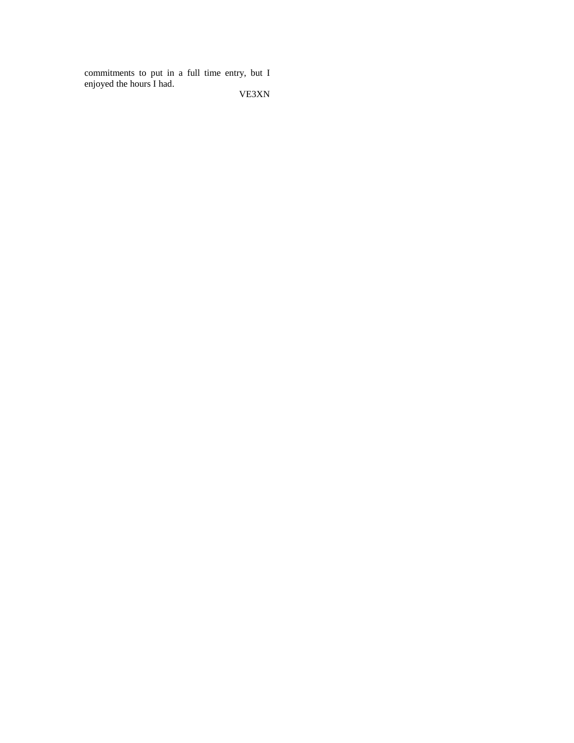commitments to put in a full time entry, but I enjoyed the hours I had.

VE3XN